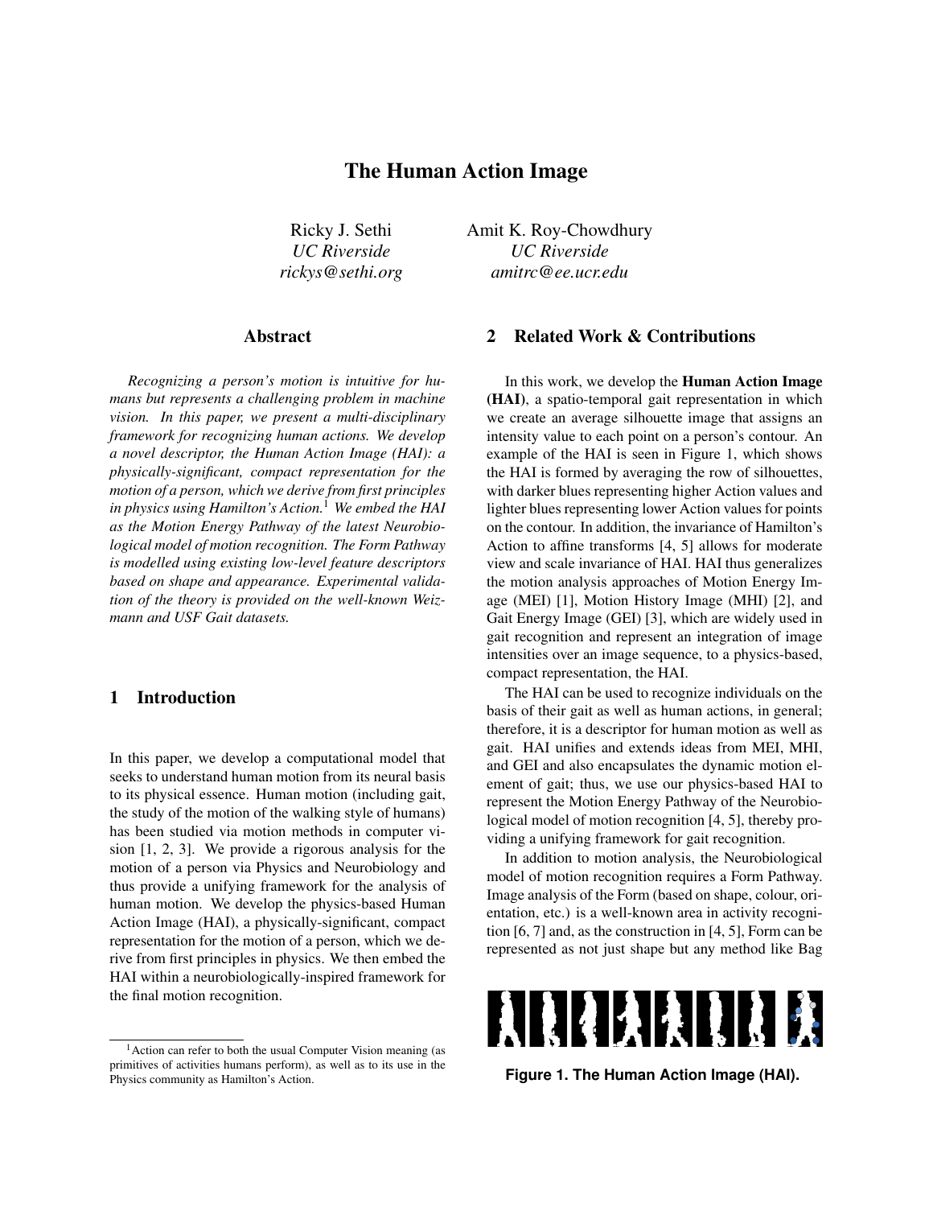# The Human Action Image

Ricky J. Sethi
*UC Riverside*
*rickys@sethi.org*

Amit K. Roy-Chowdhury
*UC Riverside*
*amitrc@ee.ucr.edu*

## Abstract

*Recognizing a person's motion is intuitive for humans but represents a challenging problem in machine vision. In this paper, we present a multi-disciplinary framework for recognizing human actions. We develop a novel descriptor, the Human Action Image (HAI): a physically-significant, compact representation for the motion of a person, which we derive from first principles in physics using Hamilton's Action.*[1] *We embed the HAI as the Motion Energy Pathway of the latest Neurobiological model of motion recognition. The Form Pathway is modelled using existing low-level feature descriptors based on shape and appearance. Experimental validation of the theory is provided on the well-known Weizmann and USF Gait datasets.*

## 1 Introduction

In this paper, we develop a computational model that seeks to understand human motion from its neural basis to its physical essence. Human motion (including gait, the study of the motion of the walking style of humans) has been studied via motion methods in computer vision [1, 2, 3]. We provide a rigorous analysis for the motion of a person via Physics and Neurobiology and thus provide a unifying framework for the analysis of human motion. We develop the physics-based Human Action Image (HAI), a physically-significant, compact representation for the motion of a person, which we derive from first principles in physics. We then embed the HAI within a neurobiologically-inspired framework for the final motion recognition.

[1] Action can refer to both the usual Computer Vision meaning (as primitives of activities humans perform), as well as to its use in the Physics community as Hamilton's Action.

## 2 Related Work & Contributions

In this work, we develop the **Human Action Image (HAI)**, a spatio-temporal gait representation in which we create an average silhouette image that assigns an intensity value to each point on a person's contour. An example of the HAI is seen in Figure 1, which shows the HAI is formed by averaging the row of silhouettes, with darker blues representing higher Action values and lighter blues representing lower Action values for points on the contour. In addition, the invariance of Hamilton's Action to affine transforms [4, 5] allows for moderate view and scale invariance of HAI. HAI thus generalizes the motion analysis approaches of Motion Energy Image (MEI) [1], Motion History Image (MHI) [2], and Gait Energy Image (GEI) [3], which are widely used in gait recognition and represent an integration of image intensities over an image sequence, to a physics-based, compact representation, the HAI.

The HAI can be used to recognize individuals on the basis of their gait as well as human actions, in general; therefore, it is a descriptor for human motion as well as gait. HAI unifies and extends ideas from MEI, MHI, and GEI and also encapsulates the dynamic motion element of gait; thus, we use our physics-based HAI to represent the Motion Energy Pathway of the Neurobiological model of motion recognition [4, 5], thereby providing a unifying framework for gait recognition.

In addition to motion analysis, the Neurobiological model of motion recognition requires a Form Pathway. Image analysis of the Form (based on shape, colour, orientation, etc.) is a well-known area in activity recognition [6, 7] and, as the construction in [4, 5], Form can be represented as not just shape but any method like Bag

**Figure 1. The Human Action Image (HAI).**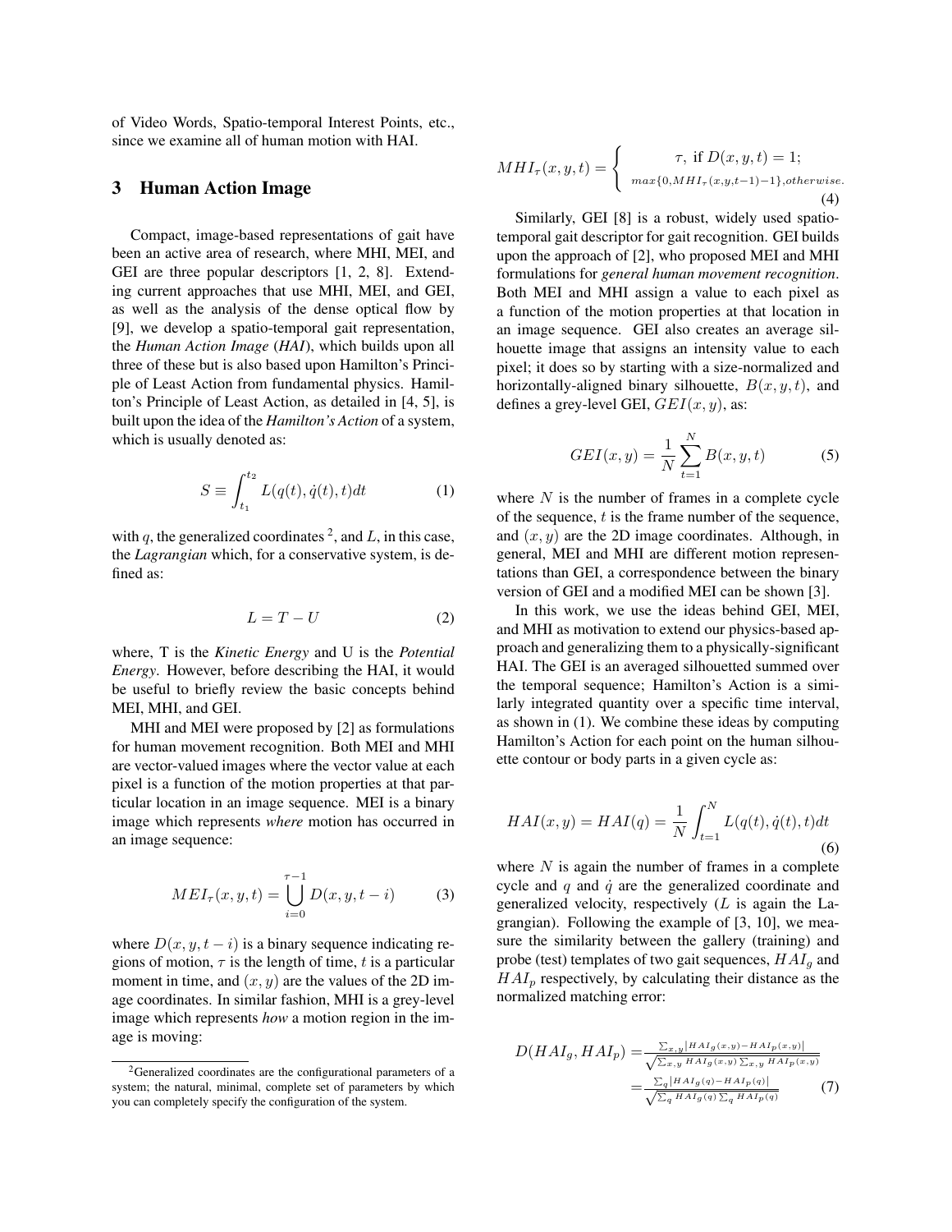of Video Words, Spatio-temporal Interest Points, etc., since we examine all of human motion with HAI.

## 3 Human Action Image

Compact, image-based representations of gait have been an active area of research, where MHI, MEI, and GEI are three popular descriptors [1, 2, 8]. Extending current approaches that use MHI, MEI, and GEI, as well as the analysis of the dense optical flow by [9], we develop a spatio-temporal gait representation, the *Human Action Image* (*HAI*), which builds upon all three of these but is also based upon Hamilton's Principle of Least Action from fundamental physics. Hamilton's Principle of Least Action, as detailed in [4, 5], is built upon the idea of the *Hamilton's Action* of a system, which is usually denoted as:

$$S \equiv \int_{t_1}^{t_2} L(q(t), \dot{q}(t), t)dt \tag{1}$$

with $q$, the generalized coordinates [2], and $L$, in this case, the *Lagrangian* which, for a conservative system, is defined as:

$$L = T - U \tag{2}$$

where, T is the *Kinetic Energy* and U is the *Potential Energy*. However, before describing the HAI, it would be useful to briefly review the basic concepts behind MEI, MHI, and GEI.

MHI and MEI were proposed by [2] as formulations for human movement recognition. Both MEI and MHI are vector-valued images where the vector value at each pixel is a function of the motion properties at that particular location in an image sequence. MEI is a binary image which represents *where* motion has occurred in an image sequence:

$$MEI_{\tau}(x, y, t) = \bigcup_{i=0}^{\tau-1} D(x, y, t - i) \tag{3}$$

where $D(x, y, t - i)$ is a binary sequence indicating regions of motion, $\tau$ is the length of time, $t$ is a particular moment in time, and $(x, y)$ are the values of the 2D image coordinates. In similar fashion, MHI is a grey-level image which represents *how* a motion region in the image is moving:

$$MHI_{\tau}(x, y, t) = \begin{cases} \tau, \text{ if } D(x, y, t) = 1; \\ max\{0, MHI_{\tau}(x, y, t-1) - 1\}, otherwise. \end{cases} \tag{4}$$

Similarly, GEI [8] is a robust, widely used spatio-temporal gait descriptor for gait recognition. GEI builds upon the approach of [2], who proposed MEI and MHI formulations for *general human movement recognition*. Both MEI and MHI assign a value to each pixel as a function of the motion properties at that location in an image sequence. GEI also creates an average silhouette image that assigns an intensity value to each pixel; it does so by starting with a size-normalized and horizontally-aligned binary silhouette, $B(x, y, t)$, and defines a grey-level GEI, $GEI(x, y)$, as:

$$GEI(x, y) = \frac{1}{N} \sum_{t=1}^{N} B(x, y, t) \tag{5}$$

where $N$ is the number of frames in a complete cycle of the sequence, $t$ is the frame number of the sequence, and $(x, y)$ are the 2D image coordinates. Although, in general, MEI and MHI are different motion representations than GEI, a correspondence between the binary version of GEI and a modified MEI can be shown [3].

In this work, we use the ideas behind GEI, MEI, and MHI as motivation to extend our physics-based approach and generalizing them to a physically-significant HAI. The GEI is an averaged silhouetted summed over the temporal sequence; Hamilton's Action is a similarly integrated quantity over a specific time interval, as shown in (1). We combine these ideas by computing Hamilton's Action for each point on the human silhouette contour or body parts in a given cycle as:

$$HAI(x, y) = HAI(q) = \frac{1}{N} \int_{t=1}^{N} L(q(t), \dot{q}(t), t)dt \tag{6}$$

where $N$ is again the number of frames in a complete cycle and $q$ and $\dot{q}$ are the generalized coordinate and generalized velocity, respectively ($L$ is again the Lagrangian). Following the example of [3, 10], we measure the similarity between the gallery (training) and probe (test) templates of two gait sequences, $HAI_g$ and $HAI_p$ respectively, by calculating their distance as the normalized matching error:

$$\begin{aligned} D(HAI_g, HAI_p) &= \frac{\sum_{x,y} |HAI_g(x,y) - HAI_p(x,y)|}{\sqrt{\sum_{x,y} HAI_g(x,y) \sum_{x,y} HAI_p(x,y)}} \\ &= \frac{\sum_q |HAI_g(q) - HAI_p(q)|}{\sqrt{\sum_q HAI_g(q) \sum_q HAI_p(q)}} \end{aligned} \tag{7}$$

[2] Generalized coordinates are the configurational parameters of a system; the natural, minimal, complete set of parameters by which you can completely specify the configuration of the system.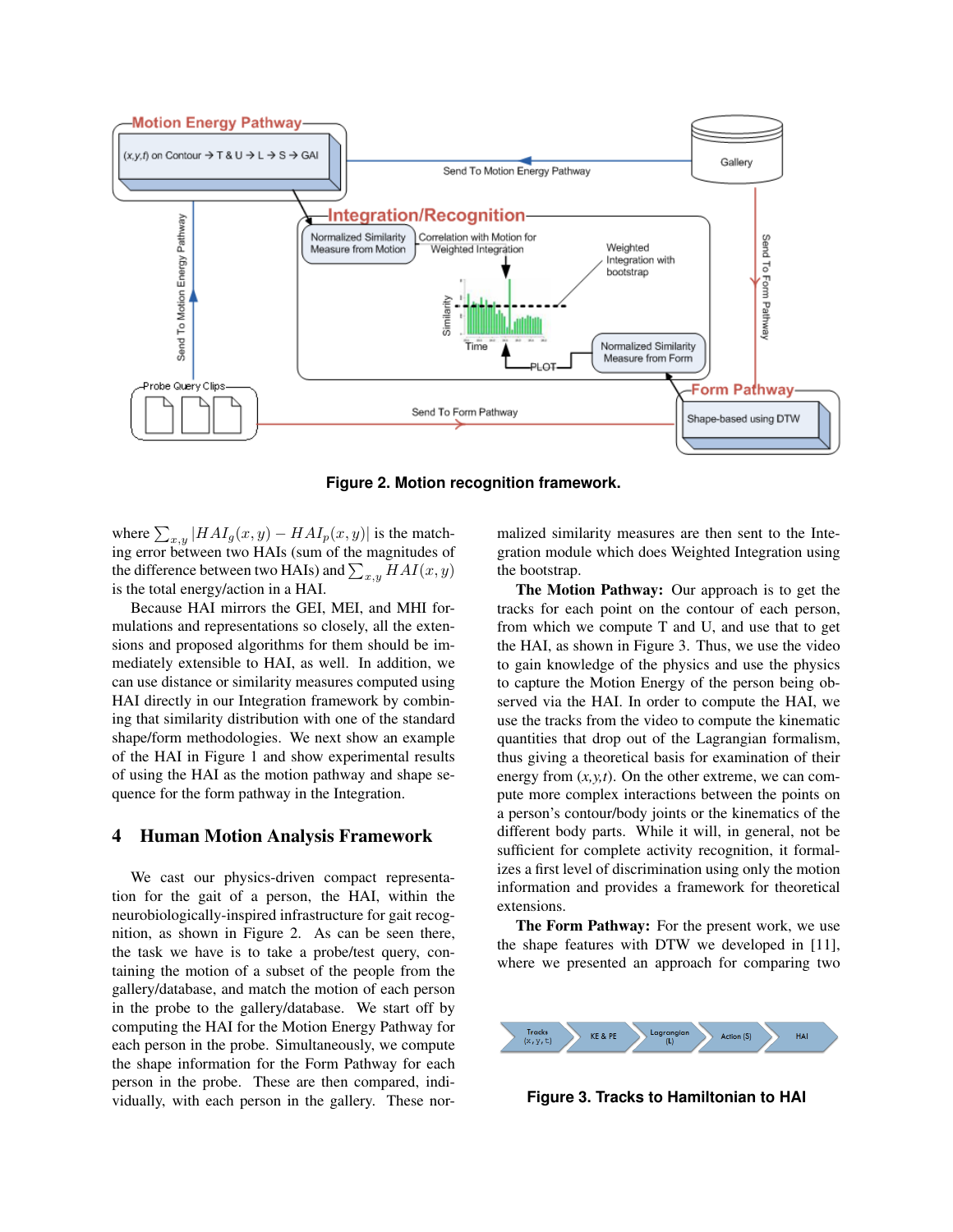Motion Energy Pathway

(x,y,f) on Contour → T & U → L → S → GAI

Send To Motion Energy Pathway

Gallery

Integration/Recognition

Normalized Similarity Measure from Motion

Correlation with Motion for Weighted Integration

Weighted Integration with bootstrap

Similarity

Time

PLOT

Normalized Similarity Measure from Form

Send To Motion Energy Pathway

Send To Form Pathway

Probe Query Clips

Send To Form Pathway

Form Pathway

Shape-based using DTW

**Figure 2. Motion recognition framework.**

where $\sum_{x,y} |HAI_g(x, y) - HAI_p(x, y)|$ is the matching error between two HAIs (sum of the magnitudes of the difference between two HAIs) and $\sum_{x,y} HAI(x, y)$ is the total energy/action in a HAI.

Because HAI mirrors the GEI, MEI, and MHI formulations and representations so closely, all the extensions and proposed algorithms for them should be immediately extensible to HAI, as well. In addition, we can use distance or similarity measures computed using HAI directly in our Integration framework by combining that similarity distribution with one of the standard shape/form methodologies. We next show an example of the HAI in Figure 1 and show experimental results of using the HAI as the motion pathway and shape sequence for the form pathway in the Integration.

## 4 Human Motion Analysis Framework

We cast our physics-driven compact representation for the gait of a person, the HAI, within the neurobiologically-inspired infrastructure for gait recognition, as shown in Figure 2. As can be seen there, the task we have is to take a probe/test query, containing the motion of a subset of the people from the gallery/database, and match the motion of each person in the probe to the gallery/database. We start off by computing the HAI for the Motion Energy Pathway for each person in the probe. Simultaneously, we compute the shape information for the Form Pathway for each person in the probe. These are then compared, individually, with each person in the gallery. These normalized similarity measures are then sent to the Integration module which does Weighted Integration using the bootstrap.

**The Motion Pathway:** Our approach is to get the tracks for each point on the contour of each person, from which we compute T and U, and use that to get the HAI, as shown in Figure 3. Thus, we use the video to gain knowledge of the physics and use the physics to capture the Motion Energy of the person being observed via the HAI. In order to compute the HAI, we use the tracks from the video to compute the kinematic quantities that drop out of the Lagrangian formalism, thus giving a theoretical basis for examination of their energy from $(x,y,t)$. On the other extreme, we can compute more complex interactions between the points on a person's contour/body joints or the kinematics of the different body parts. While it will, in general, not be sufficient for complete activity recognition, it formalizes a first level of discrimination using only the motion information and provides a framework for theoretical extensions.

**The Form Pathway:** For the present work, we use the shape features with DTW we developed in [11], where we presented an approach for comparing two

Tracks (x, y, t)

KE & PE

Lagrangian (L)

Action (S)

HAI

**Figure 3. Tracks to Hamiltonian to HAI**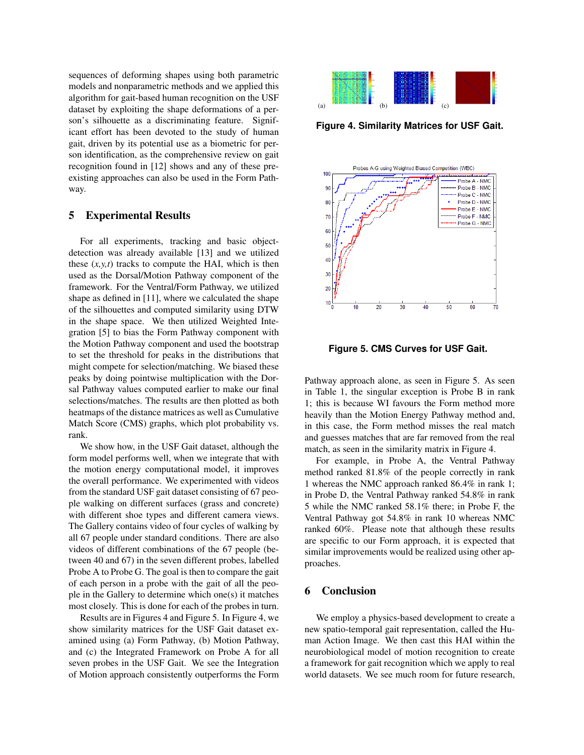sequences of deforming shapes using both parametric models and nonparametric methods and we applied this algorithm for gait-based human recognition on the USF dataset by exploiting the shape deformations of a person's silhouette as a discriminating feature. Significant effort has been devoted to the study of human gait, driven by its potential use as a biometric for person identification, as the comprehensive review on gait recognition found in [12] shows and any of these preexisting approaches can also be used in the Form Pathway.

## 5 Experimental Results

For all experiments, tracking and basic object-detection was already available [13] and we utilized these $(x,y,t)$ tracks to compute the HAI, which is then used as the Dorsal/Motion Pathway component of the framework. For the Ventral/Form Pathway, we utilized shape as defined in [11], where we calculated the shape of the silhouettes and computed similarity using DTW in the shape space. We then utilized Weighted Integration [5] to bias the Form Pathway component with the Motion Pathway component and used the bootstrap to set the threshold for peaks in the distributions that might compete for selection/matching. We biased these peaks by doing pointwise multiplication with the Dorsal Pathway values computed earlier to make our final selections/matches. The results are then plotted as both heatmaps of the distance matrices as well as Cumulative Match Score (CMS) graphs, which plot probability vs. rank.

We show how, in the USF Gait dataset, although the form model performs well, when we integrate that with the motion energy computational model, it improves the overall performance. We experimented with videos from the standard USF gait dataset consisting of 67 people walking on different surfaces (grass and concrete) with different shoe types and different camera views. The Gallery contains video of four cycles of walking by all 67 people under standard conditions. There are also videos of different combinations of the 67 people (between 40 and 67) in the seven different probes, labelled Probe A to Probe G. The goal is then to compare the gait of each person in a probe with the gait of all the people in the Gallery to determine which one(s) it matches most closely. This is done for each of the probes in turn.

Results are in Figures 4 and Figure 5. In Figure 4, we show similarity matrices for the USF Gait dataset examined using (a) Form Pathway, (b) Motion Pathway, and (c) the Integrated Framework on Probe A for all seven probes in the USF Gait. We see the Integration of Motion approach consistently outperforms the Form Pathway approach alone, as seen in Figure 5. As seen in Table 1, the singular exception is Probe B in rank 1; this is because WI favours the Form method more heavily than the Motion Energy Pathway method and, in this case, the Form method misses the real match and guesses matches that are far removed from the real match, as seen in the similarity matrix in Figure 4.

**Figure 4. Similarity Matrices for USF Gait.**

**Figure 5. CMS Curves for USF Gait.**

For example, in Probe A, the Ventral Pathway method ranked 81.8% of the people correctly in rank 1 whereas the NMC approach ranked 86.4% in rank 1; in Probe D, the Ventral Pathway ranked 54.8% in rank 5 while the NMC ranked 58.1% there; in Probe F, the Ventral Pathway got 54.8% in rank 10 whereas NMC ranked 60%. Please note that although these results are specific to our Form approach, it is expected that similar improvements would be realized using other approaches.

## 6 Conclusion

We employ a physics-based development to create a new spatio-temporal gait representation, called the Human Action Image. We then cast this HAI within the neurobiological model of motion recognition to create a framework for gait recognition which we apply to real world datasets. We see much room for future research,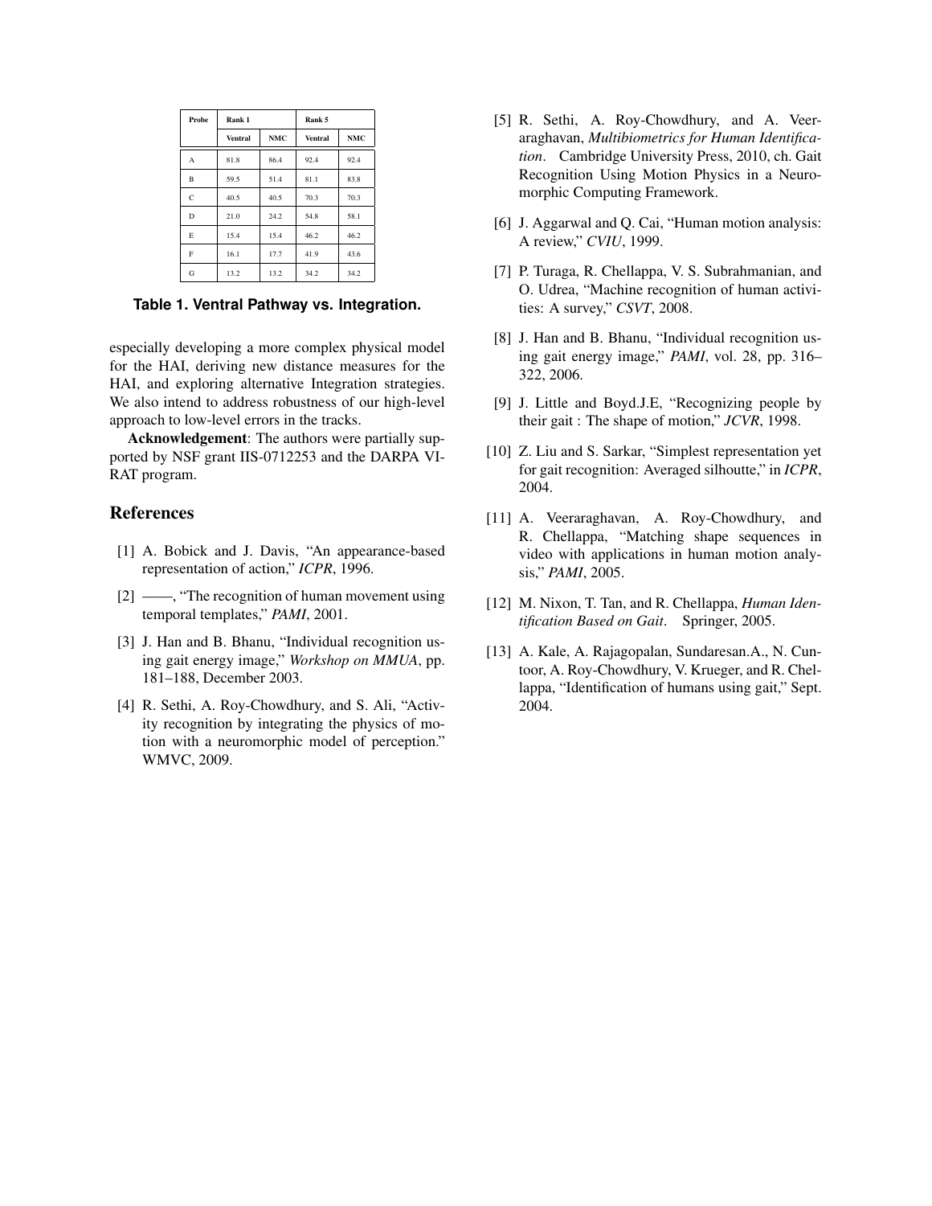| Probe | Rank 1 | | Rank 5 | |
|---|---|---|---|---|
| | Ventral | NMC | Ventral | NMC |
| A | 81.8 | 86.4 | 92.4 | 92.4 |
| B | 59.5 | 51.4 | 81.1 | 83.8 |
| C | 40.5 | 40.5 | 70.3 | 70.3 |
| D | 21.0 | 24.2 | 54.8 | 58.1 |
| E | 15.4 | 15.4 | 46.2 | 46.2 |
| F | 16.1 | 17.7 | 41.9 | 43.6 |
| G | 13.2 | 13.2 | 34.2 | 34.2 |

**Table 1. Ventral Pathway vs. Integration.**

especially developing a more complex physical model for the HAI, deriving new distance measures for the HAI, and exploring alternative Integration strategies. We also intend to address robustness of our high-level approach to low-level errors in the tracks.

**Acknowledgement**: The authors were partially supported by NSF grant IIS-0712253 and the DARPA VIRAT program.

## References

[1] A. Bobick and J. Davis, "An appearance-based representation of action," *ICPR*, 1996.

[2] ——, "The recognition of human movement using temporal templates," *PAMI*, 2001.

[3] J. Han and B. Bhanu, "Individual recognition using gait energy image," *Workshop on MMUA*, pp. 181–188, December 2003.

[4] R. Sethi, A. Roy-Chowdhury, and S. Ali, "Activity recognition by integrating the physics of motion with a neuromorphic model of perception." WMVC, 2009.

[5] R. Sethi, A. Roy-Chowdhury, and A. Veeraraghavan, *Multibiometrics for Human Identification*. Cambridge University Press, 2010, ch. Gait Recognition Using Motion Physics in a Neuromorphic Computing Framework.

[6] J. Aggarwal and Q. Cai, "Human motion analysis: A review," *CVIU*, 1999.

[7] P. Turaga, R. Chellappa, V. S. Subrahmanian, and O. Udrea, "Machine recognition of human activities: A survey," *CSVT*, 2008.

[8] J. Han and B. Bhanu, "Individual recognition using gait energy image," *PAMI*, vol. 28, pp. 316–322, 2006.

[9] J. Little and Boyd.J.E, "Recognizing people by their gait : The shape of motion," *JCVR*, 1998.

[10] Z. Liu and S. Sarkar, "Simplest representation yet for gait recognition: Averaged silhoutte," in *ICPR*, 2004.

[11] A. Veeraraghavan, A. Roy-Chowdhury, and R. Chellappa, "Matching shape sequences in video with applications in human motion analysis," *PAMI*, 2005.

[12] M. Nixon, T. Tan, and R. Chellappa, *Human Identification Based on Gait*. Springer, 2005.

[13] A. Kale, A. Rajagopalan, Sundaresan.A., N. Cuntoor, A. Roy-Chowdhury, V. Krueger, and R. Chellappa, "Identification of humans using gait," Sept. 2004.